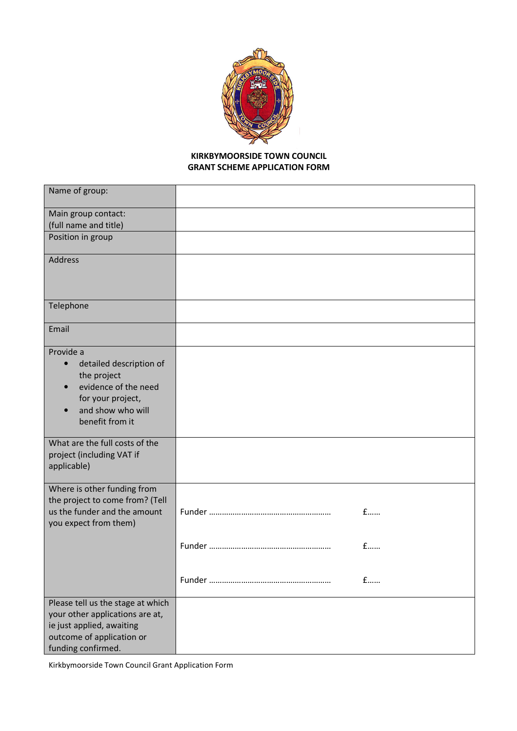**KIRKBYMOORSIDE TOWN COUNCIL**
**GRANT SCHEME APPLICATION FORM**

| | |
|---|---|
| Name of group: | |
| Main group contact: (full name and title) | |
| Position in group | |
| Address | |
| Telephone | |
| Email | |
| Provide a<br>• detailed description of the project<br>• evidence of the need for your project,<br>• and show who will benefit from it | |
| What are the full costs of the project (including VAT if applicable) | |
| Where is other funding from the project to come from? (Tell us the funder and the amount you expect from them) | Funder ……………………………………………… £……<br><br>Funder ……………………………………………… £……<br><br>Funder ……………………………………………… £…… |
| Please tell us the stage at which your other applications are at, ie just applied, awaiting outcome of application or funding confirmed. | |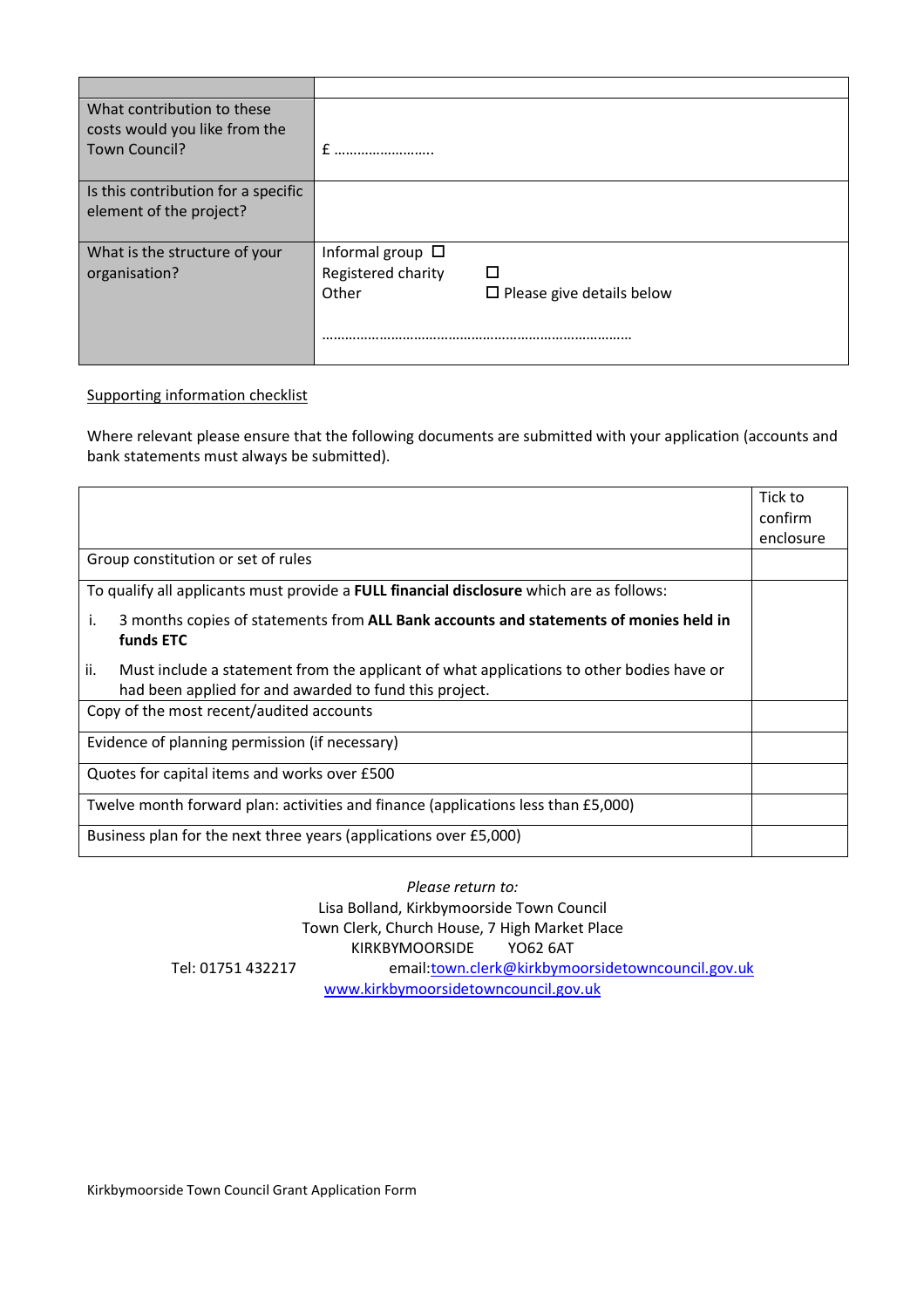| | |
|---|---|
| What contribution to these costs would you like from the Town Council? | £ …………………….. |
| Is this contribution for a specific element of the project? | |
| What is the structure of your organisation? | Informal group ☐<br>Registered charity ☐<br>Other ☐ Please give details below<br><br>……………………………………………………………………. |

<u>Supporting information checklist</u>

Where relevant please ensure that the following documents are submitted with your application (accounts and bank statements must always be submitted).

| | Tick to confirm enclosure |
|---|---|
| Group constitution or set of rules | |
| To qualify all applicants must provide a **FULL financial disclosure** which are as follows:<br>i. 3 months copies of statements from **ALL Bank accounts and statements of monies held in funds ETC**<br>ii. Must include a statement from the applicant of what applications to other bodies have or had been applied for and awarded to fund this project. | |
| Copy of the most recent/audited accounts | |
| Evidence of planning permission (if necessary) | |
| Quotes for capital items and works over £500 | |
| Twelve month forward plan: activities and finance (applications less than £5,000) | |
| Business plan for the next three years (applications over £5,000) | |

*Please return to:*

Lisa Bolland, Kirkbymoorside Town Council
Town Clerk, Church House, 7 High Market Place
KIRKBYMOORSIDE YO62 6AT
Tel: 01751 432217 email:town.clerk@kirkbymoorsidetowncouncil.gov.uk
www.kirkbymoorsidetowncouncil.gov.uk